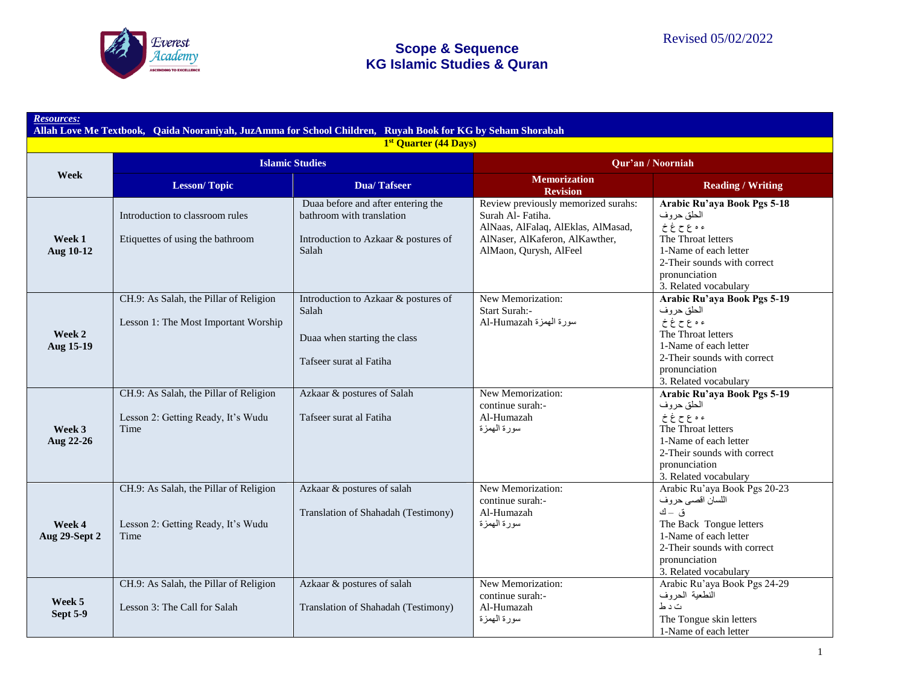Revised 05/02/2022

# Scope & Sequence
# KG Islamic Studies & Quran

***Resources:***
**Allah Love Me Textbook, Qaida Nooraniyah, JuzAmma for School Children, Ruyah Book for KG by Seham Shorabah**

**1st Quarter (44 Days)**

| Week | Islamic Studies | | Qur'an / Noorniah | |
|---|---|---|---|---|
| | **Lesson/ Topic** | **Dua/ Tafseer** | **Memorization Revision** | **Reading / Writing** |
| **Week 1 Aug 10-12** | Introduction to classroom rules<br><br>Etiquettes of using the bathroom | Duaa before and after entering the bathroom with translation<br><br>Introduction to Azkaar & postures of Salah | Review previously memorized surahs: Surah Al- Fatiha. AlNaas, AlFalaq, AlEklas, AlMasad, AlNaser, AlKaferon, AlKawther, AlMaon, Qurysh, AlFeel | **Arabic Ru'aya Book Pgs 5-18**<br>الحلق حروف<br>ء ه ع ح غ خ<br>The Throat letters<br>1-Name of each letter<br>2-Their sounds with correct pronunciation<br>3. Related vocabulary |
| **Week 2 Aug 15-19** | CH.9: As Salah, the Pillar of Religion<br><br>Lesson 1: The Most Important Worship | Introduction to Azkaar & postures of Salah<br><br>Duaa when starting the class<br><br>Tafseer surat al Fatiha | New Memorization:<br>Start Surah:-<br>Al-Humazah سورة الهمزة | **Arabic Ru'aya Book Pgs 5-19**<br>الحلق حروف<br>ء ه ع ح غ خ<br>The Throat letters<br>1-Name of each letter<br>2-Their sounds with correct pronunciation<br>3. Related vocabulary |
| **Week 3 Aug 22-26** | CH.9: As Salah, the Pillar of Religion<br><br>Lesson 2: Getting Ready, It's Wudu Time | Azkaar & postures of Salah<br><br>Tafseer surat al Fatiha | New Memorization:<br>continue surah:-<br>Al-Humazah<br>سورة الهمزة | **Arabic Ru'aya Book Pgs 5-19**<br>الحلق حروف<br>ء ه ع ح غ خ<br>The Throat letters<br>1-Name of each letter<br>2-Their sounds with correct pronunciation<br>3. Related vocabulary |
| **Week 4 Aug 29-Sept 2** | CH.9: As Salah, the Pillar of Religion<br><br>Lesson 2: Getting Ready, It's Wudu Time | Azkaar & postures of salah<br><br>Translation of Shahadah (Testimony) | New Memorization:<br>continue surah:-<br>Al-Humazah<br>سورة الهمزة | Arabic Ru'aya Book Pgs 20-23<br>اللسان اقصى حروف<br>ق – ك<br>The Back Tongue letters<br>1-Name of each letter<br>2-Their sounds with correct pronunciation<br>3. Related vocabulary |
| **Week 5 Sept 5-9** | CH.9: As Salah, the Pillar of Religion<br><br>Lesson 3: The Call for Salah | Azkaar & postures of salah<br><br>Translation of Shahadah (Testimony) | New Memorization:<br>continue surah:-<br>Al-Humazah<br>سورة الهمزة | Arabic Ru'aya Book Pgs 24-29<br>النطعية الحروف<br>ت د ط<br>The Tongue skin letters<br>1-Name of each letter |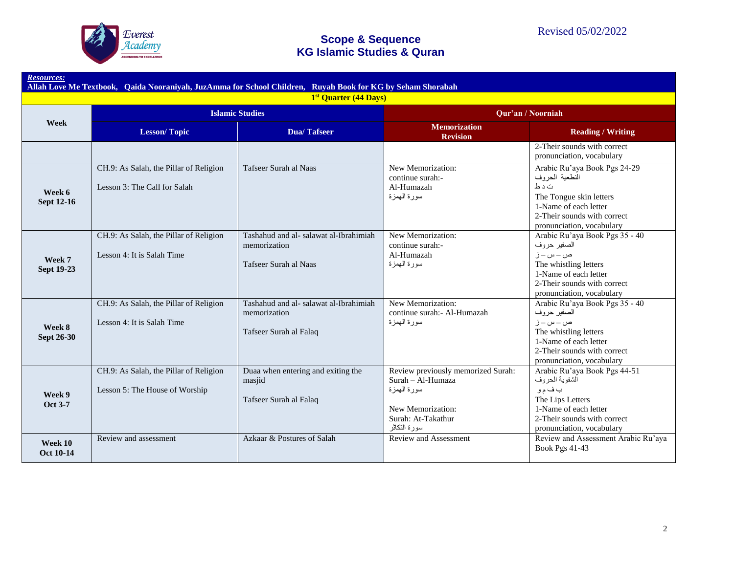# Scope & Sequence
## KG Islamic Studies & Quran

Revised 05/02/2022

***Resources:***
**Allah Love Me Textbook, Qaida Nooraniyah, JuzAmma for School Children, Ruyah Book for KG by Seham Shorabah**

**1st Quarter (44 Days)**

| Week | Islamic Studies | | Qur'an / Noorniah | |
|---|---|---|---|---|
| | **Lesson/ Topic** | **Dua/ Tafseer** | **Memorization Revision** | **Reading / Writing** |
| | | | | 2-Their sounds with correct pronunciation, vocabulary |
| **Week 6 Sept 12-16** | CH.9: As Salah, the Pillar of Religion<br><br>Lesson 3: The Call for Salah | Tafseer Surah al Naas | New Memorization:<br>continue surah:-<br>Al-Humazah<br>سورة الهمزة | Arabic Ru'aya Book Pgs 24-29<br>النطعية الحروف<br>ت د ط<br>The Tongue skin letters<br>1-Name of each letter<br>2-Their sounds with correct pronunciation, vocabulary |
| **Week 7 Sept 19-23** | CH.9: As Salah, the Pillar of Religion<br><br>Lesson 4: It is Salah Time | Tashahud and al- salawat al-Ibrahimiah memorization<br><br>Tafseer Surah al Naas | New Memorization:<br>continue surah:-<br>Al-Humazah<br>سورة الهمزة | Arabic Ru'aya Book Pgs 35 - 40<br>الصفير حروف<br>ص – س – ز<br>The whistling letters<br>1-Name of each letter<br>2-Their sounds with correct pronunciation, vocabulary |
| **Week 8 Sept 26-30** | CH.9: As Salah, the Pillar of Religion<br><br>Lesson 4: It is Salah Time | Tashahud and al- salawat al-Ibrahimiah memorization<br><br>Tafseer Surah al Falaq | New Memorization:<br>continue surah:- Al-Humazah<br>سورة الهمزة | Arabic Ru'aya Book Pgs 35 - 40<br>الصفير حروف<br>ص – س – ز<br>The whistling letters<br>1-Name of each letter<br>2-Their sounds with correct pronunciation, vocabulary |
| **Week 9 Oct 3-7** | CH.9: As Salah, the Pillar of Religion<br><br>Lesson 5: The House of Worship | Duaa when entering and exiting the masjid<br><br>Tafseer Surah al Falaq | Review previously memorized Surah:<br>Surah – Al-Humaza<br>سورة الهمزة<br><br>New Memorization:<br>Surah: At-Takathur<br>سورة التكاثر | Arabic Ru'aya Book Pgs 44-51<br>الشفوية الحروف<br>ب ف م و<br>The Lips Letters<br>1-Name of each letter<br>2-Their sounds with correct pronunciation, vocabulary |
| **Week 10 Oct 10-14** | Review and assessment | Azkaar & Postures of Salah | Review and Assessment | Review and Assessment Arabic Ru'aya Book Pgs 41-43 |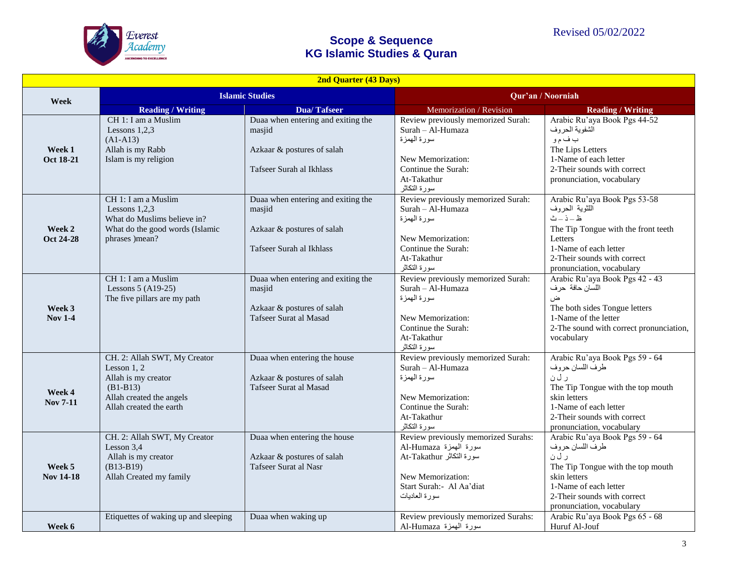Revised 05/02/2022

# Scope & Sequence
# KG Islamic Studies & Quran

| 2nd Quarter (43 Days) | | | | |
|---|---|---|---|---|
| **Week** | **Islamic Studies** | | **Qur'an / Noorniah** | |
| | **Reading / Writing** | **Dua/ Tafseer** | Memorization / Revision | **Reading / Writing** |
| **Week 1 Oct 18-21** | CH 1: I am a Muslim<br>Lessons 1,2,3<br>(A1-A13)<br>Allah is my Rabb<br>Islam is my religion | Duaa when entering and exiting the masjid<br><br>Azkaar & postures of salah<br><br>Tafseer Surah al Ikhlass | Review previously memorized Surah:<br>Surah – Al-Humaza<br>سورة الهمزة<br><br>New Memorization:<br>Continue the Surah:<br>At-Takathur<br>سورة التكاثر | Arabic Ru'aya Book Pgs 44-52<br>الشفوية الحروف<br>ب ف م و<br>The Lips Letters<br>1-Name of each letter<br>2-Their sounds with correct pronunciation, vocabulary |
| **Week 2 Oct 24-28** | CH 1: I am a Muslim<br>Lessons 1,2,3<br>What do Muslims believe in?<br>What do the good words (Islamic phrases )mean? | Duaa when entering and exiting the masjid<br><br>Azkaar & postures of salah<br><br>Tafseer Surah al Ikhlass | Review previously memorized Surah:<br>Surah – Al-Humaza<br>سورة الهمزة<br><br>New Memorization:<br>Continue the Surah:<br>At-Takathur<br>سورة التكاثر | Arabic Ru'aya Book Pgs 53-58<br>اللثوية الحروف<br>ظ – ذ – ث<br>The Tip Tongue with the front teeth Letters<br>1-Name of each letter<br>2-Their sounds with correct pronunciation, vocabulary |
| **Week 3 Nov 1-4** | CH 1: I am a Muslim<br>Lessons 5 (A19-25)<br>The five pillars are my path | Duaa when entering and exiting the masjid<br><br>Azkaar & postures of salah<br>Tafseer Surat al Masad | Review previously memorized Surah:<br>Surah – Al-Humaza<br>سورة الهمزة<br><br>New Memorization:<br>Continue the Surah:<br>At-Takathur<br>سورة التكاثر | Arabic Ru'aya Book Pgs 42 - 43<br>اللسان حافة حرف<br>ض<br>The both sides Tongue letters<br>1-Name of the letter<br>2-The sound with correct pronunciation, vocabulary |
| **Week 4 Nov 7-11** | CH. 2: Allah SWT, My Creator<br>Lesson 1, 2<br>Allah is my creator<br>(B1-B13)<br>Allah created the angels<br>Allah created the earth | Duaa when entering the house<br><br>Azkaar & postures of salah<br>Tafseer Surat al Masad | Review previously memorized Surah:<br>Surah – Al-Humaza<br>سورة الهمزة<br><br>New Memorization:<br>Continue the Surah:<br>At-Takathur<br>سورة التكاثر | Arabic Ru'aya Book Pgs 59 - 64<br>طرف اللسان حروف<br>ر ل ن<br>The Tip Tongue with the top mouth skin letters<br>1-Name of each letter<br>2-Their sounds with correct pronunciation, vocabulary |
| **Week 5 Nov 14-18** | CH. 2: Allah SWT, My Creator<br>Lesson 3,4<br>Allah is my creator<br>(B13-B19)<br>Allah Created my family | Duaa when entering the house<br><br>Azkaar & postures of salah<br>Tafseer Surat al Nasr | Review previously memorized Surahs:<br>Al-Humaza سورة الهمزة<br>At-Takathur سورة التكاثر<br><br>New Memorization:<br>Start Surah:- Al Aa'diat<br>سورة العاديات | Arabic Ru'aya Book Pgs 59 - 64<br>طرف اللسان حروف<br>ر ل ن<br>The Tip Tongue with the top mouth skin letters<br>1-Name of each letter<br>2-Their sounds with correct pronunciation, vocabulary |
| **Week 6** | Etiquettes of waking up and sleeping | Duaa when waking up | Review previously memorized Surahs:<br>Al-Humaza سورة الهمزة | Arabic Ru'aya Book Pgs 65 - 68<br>Huruf Al-Jouf |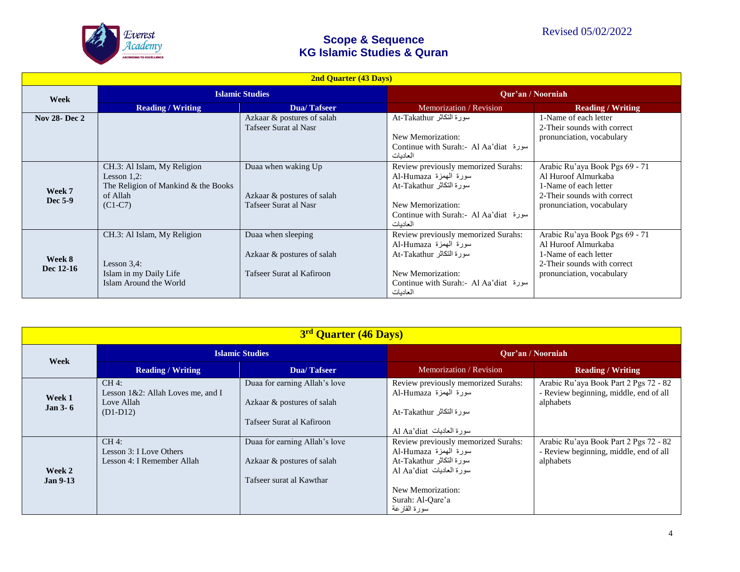Everest Academy
ASCENDING TO EXCELLENCE

# Scope & Sequence
# KG Islamic Studies & Quran

Revised 05/02/2022

| 2nd Quarter (43 Days) | | | | |
|---|---|---|---|---|
| **Week** | **Islamic Studies** | | **Qur'an / Noorniah** | |
| | **Reading / Writing** | **Dua/ Tafseer** | **Memorization / Revision** | **Reading / Writing** |
| **Nov 28- Dec 2** | | Azkaar & postures of salah<br>Tafseer Surat al Nasr | At-Takathur سورة التكاثر<br><br>New Memorization:<br>Continue with Surah:- Al Aa'diat سورة العاديات | 1-Name of each letter<br>2-Their sounds with correct pronunciation, vocabulary |
| **Week 7**<br>**Dec 5-9** | CH.3: Al Islam, My Religion<br>Lesson 1,2:<br>The Religion of Mankind & the Books of Allah<br>(C1-C7) | Duaa when waking Up<br><br>Azkaar & postures of salah<br>Tafseer Surat al Nasr | Review previously memorized Surahs:<br>Al-Humaza سورة الهمزة<br>At-Takathur سورة التكاثر<br><br>New Memorization:<br>Continue with Surah:- Al Aa'diat سورة العاديات | Arabic Ru'aya Book Pgs 69 - 71<br>Al Huroof Almurkaba<br>1-Name of each letter<br>2-Their sounds with correct pronunciation, vocabulary |
| **Week 8**<br>**Dec 12-16** | CH.3: Al Islam, My Religion<br><br>Lesson 3,4:<br>Islam in my Daily Life<br>Islam Around the World | Duaa when sleeping<br><br>Azkaar & postures of salah<br><br>Tafseer Surat al Kafiroon | Review previously memorized Surahs:<br>Al-Humaza سورة الهمزة<br>At-Takathur سورة التكاثر<br><br>New Memorization:<br>Continue with Surah:- Al Aa'diat سورة العاديات | Arabic Ru'aya Book Pgs 69 - 71<br>Al Huroof Almurkaba<br>1-Name of each letter<br>2-Their sounds with correct pronunciation, vocabulary |

| 3rd Quarter (46 Days) | | | | |
|---|---|---|---|---|
| **Week** | **Islamic Studies** | | **Qur'an / Noorniah** | |
| | **Reading / Writing** | **Dua/ Tafseer** | **Memorization / Revision** | **Reading / Writing** |
| **Week 1**<br>**Jan 3- 6** | CH 4:<br>Lesson 1&2: Allah Loves me, and I Love Allah<br>(D1-D12) | Duaa for earning Allah's love<br><br>Azkaar & postures of salah<br><br>Tafseer Surat al Kafiroon | Review previously memorized Surahs:<br>Al-Humaza سورة الهمزة<br><br>At-Takathur سورة التكاثر<br><br>Al Aa'diat سورة العاديات | Arabic Ru'aya Book Part 2 Pgs 72 - 82<br>- Review beginning, middle, end of all alphabets |
| **Week 2**<br>**Jan 9-13** | CH 4:<br>Lesson 3: I Love Others<br>Lesson 4: I Remember Allah | Duaa for earning Allah's love<br><br>Azkaar & postures of salah<br><br>Tafseer surat al Kawthar | Review previously memorized Surahs:<br>Al-Humaza سورة الهمزة<br>At-Takathur سورة التكاثر<br>Al Aa'diat سورة العاديات<br><br>New Memorization:<br>Surah: Al-Qare'a<br>سورة القارعة | Arabic Ru'aya Book Part 2 Pgs 72 - 82<br>- Review beginning, middle, end of all alphabets |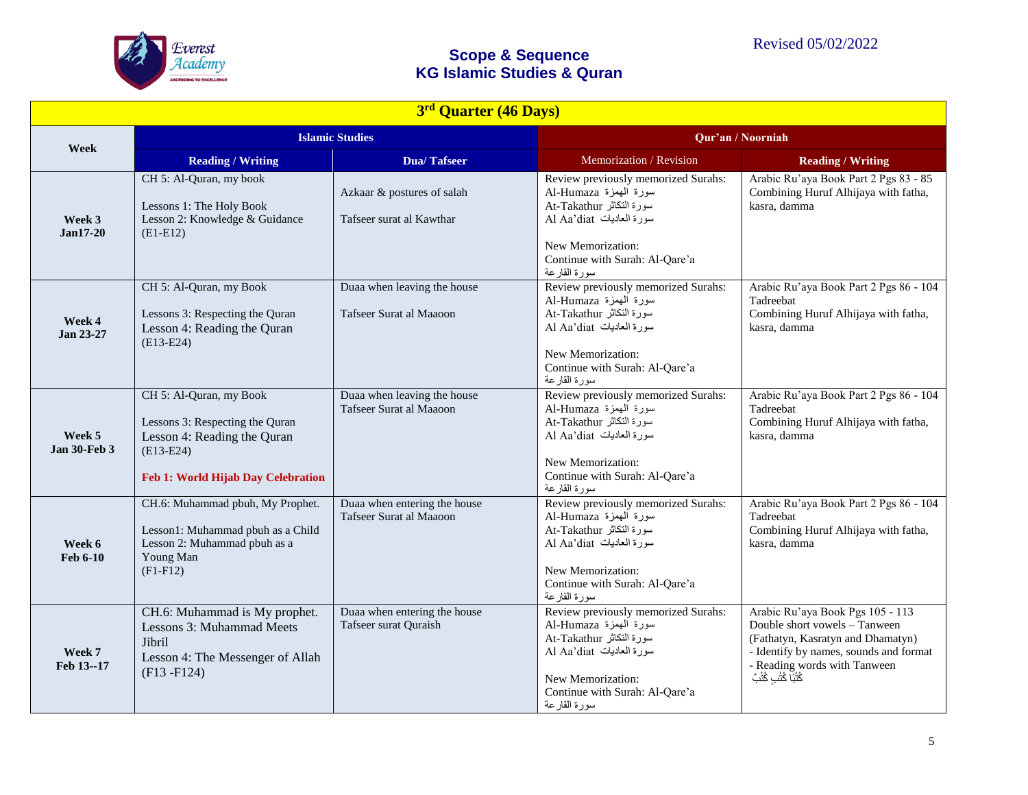Revised 05/02/2022

# Scope & Sequence
# KG Islamic Studies & Quran

| 3rd Quarter (46 Days) | | | | |
|---|---|---|---|---|
| Week | Islamic Studies | | Qur'an / Noorniah | |
| | Reading / Writing | Dua/ Tafseer | Memorization / Revision | Reading / Writing |
| Week 3 Jan17-20 | CH 5: Al-Quran, my book<br><br>Lessons 1: The Holy Book<br>Lesson 2: Knowledge & Guidance<br>(E1-E12) | Azkaar & postures of salah<br><br>Tafseer surat al Kawthar | Review previously memorized Surahs:<br>Al-Humaza سورة الهمزة<br>At-Takathur سورة التكاثر<br>Al Aa'diat سورة العاديات<br><br>New Memorization:<br>Continue with Surah: Al-Qare'a<br>سورة القارعة | Arabic Ru'aya Book Part 2 Pgs 83 - 85<br>Combining Huruf Alhijaya with fatha, kasra, damma |
| Week 4 Jan 23-27 | CH 5: Al-Quran, my Book<br><br>Lessons 3: Respecting the Quran<br>Lesson 4: Reading the Quran<br>(E13-E24) | Duaa when leaving the house<br><br>Tafseer Surat al Maaoon | Review previously memorized Surahs:<br>Al-Humaza سورة الهمزة<br>At-Takathur سورة التكاثر<br>Al Aa'diat سورة العاديات<br><br>New Memorization:<br>Continue with Surah: Al-Qare'a<br>سورة القارعة | Arabic Ru'aya Book Part 2 Pgs 86 - 104<br>Tadreebat<br>Combining Huruf Alhijaya with fatha, kasra, damma |
| Week 5 Jan 30-Feb 3 | CH 5: Al-Quran, my Book<br><br>Lessons 3: Respecting the Quran<br>Lesson 4: Reading the Quran<br>(E13-E24)<br><br>**Feb 1: World Hijab Day Celebration** | Duaa when leaving the house<br>Tafseer Surat al Maaoon | Review previously memorized Surahs:<br>Al-Humaza سورة الهمزة<br>At-Takathur سورة التكاثر<br>Al Aa'diat سورة العاديات<br><br>New Memorization:<br>Continue with Surah: Al-Qare'a<br>سورة القارعة | Arabic Ru'aya Book Part 2 Pgs 86 - 104<br>Tadreebat<br>Combining Huruf Alhijaya with fatha, kasra, damma |
| Week 6 Feb 6-10 | CH.6: Muhammad pbuh, My Prophet.<br><br>Lesson1: Muhammad pbuh as a Child<br>Lesson 2: Muhammad pbuh as a Young Man<br>(F1-F12) | Duaa when entering the house<br>Tafseer Surat al Maaoon | Review previously memorized Surahs:<br>Al-Humaza سورة الهمزة<br>At-Takathur سورة التكاثر<br>Al Aa'diat سورة العاديات<br><br>New Memorization:<br>Continue with Surah: Al-Qare'a<br>سورة القارعة | Arabic Ru'aya Book Part 2 Pgs 86 - 104<br>Tadreebat<br>Combining Huruf Alhijaya with fatha, kasra, damma |
| Week 7 Feb 13--17 | CH.6: Muhammad is My prophet.<br>Lessons 3: Muhammad Meets Jibril<br>Lesson 4: The Messenger of Allah<br>(F13 -F124) | Duaa when entering the house<br>Tafseer surat Quraish | Review previously memorized Surahs:<br>Al-Humaza سورة الهمزة<br>At-Takathur سورة التكاثر<br>Al Aa'diat سورة العاديات<br><br>New Memorization:<br>Continue with Surah: Al-Qare'a<br>سورة القارعة | Arabic Ru'aya Book Pgs 105 - 113<br>Double short vowels – Tanween (Fathatyn, Kasratyn and Dhamatyn)<br>- Identify by names, sounds and format<br>- Reading words with Tanween<br>كُتُبًا كُتُبٍ كُتُبٌ |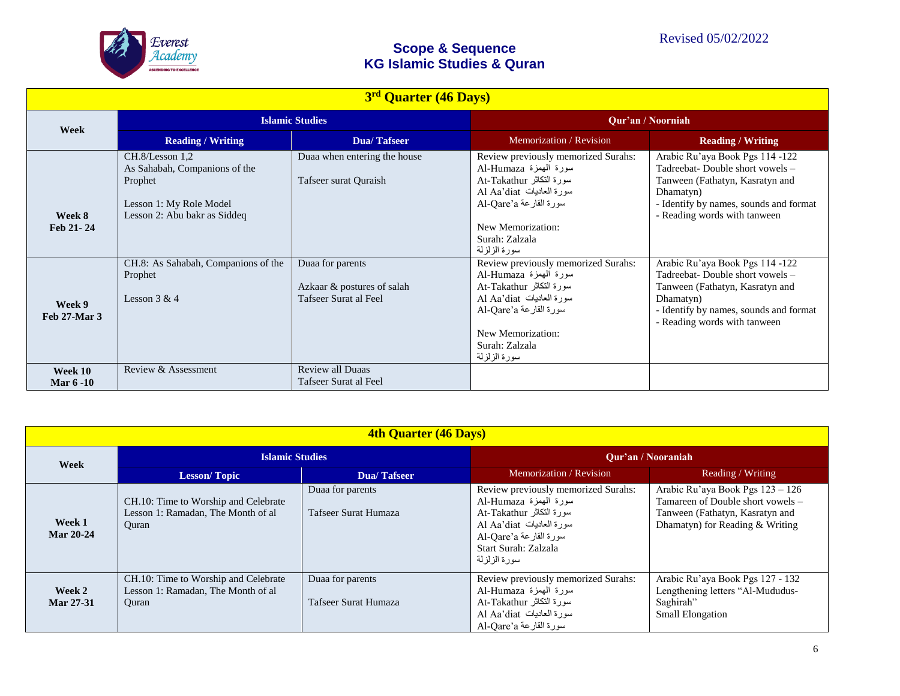Revised 05/02/2022

# Scope & Sequence
# KG Islamic Studies & Quran

| 3rd Quarter (46 Days) | | | | |
|---|---|---|---|---|
| Week | Islamic Studies | | Qur'an / Noorniah | |
| | Reading / Writing | Dua/ Tafseer | Memorization / Revision | Reading / Writing |
| Week 8<br>Feb 21- 24 | CH.8/Lesson 1,2<br>As Sahabah, Companions of the Prophet<br><br>Lesson 1: My Role Model<br>Lesson 2: Abu bakr as Siddeq | Duaa when entering the house<br><br>Tafseer surat Quraish | Review previously memorized Surahs:<br>Al-Humaza سورة الهمزة<br>At-Takathur سورة التكاثر<br>Al Aa'diat سورة العاديات<br>Al-Qare'a سورة القارعة<br><br>New Memorization:<br>Surah: Zalzala<br>سورة الزلزلة | Arabic Ru'aya Book Pgs 114 -122<br>Tadreebat- Double short vowels – Tanween (Fathatyn, Kasratyn and Dhamatyn)<br>- Identify by names, sounds and format<br>- Reading words with tanween |
| Week 9<br>Feb 27-Mar 3 | CH.8: As Sahabah, Companions of the Prophet<br><br>Lesson 3 & 4 | Duaa for parents<br><br>Azkaar & postures of salah<br>Tafseer Surat al Feel | Review previously memorized Surahs:<br>Al-Humaza سورة الهمزة<br>At-Takathur سورة التكاثر<br>Al Aa'diat سورة العاديات<br>Al-Qare'a سورة القارعة<br><br>New Memorization:<br>Surah: Zalzala<br>سورة الزلزلة | Arabic Ru'aya Book Pgs 114 -122<br>Tadreebat- Double short vowels – Tanween (Fathatyn, Kasratyn and Dhamatyn)<br>- Identify by names, sounds and format<br>- Reading words with tanween |
| Week 10<br>Mar 6 -10 | Review & Assessment | Review all Duaas<br>Tafseer Surat al Feel | | |

| 4th Quarter (46 Days) | | | | |
|---|---|---|---|---|
| Week | Islamic Studies | | Qur'an / Nooraniah | |
| | Lesson/ Topic | Dua/ Tafseer | Memorization / Revision | Reading / Writing |
| Week 1<br>Mar 20-24 | CH.10: Time to Worship and Celebrate<br>Lesson 1: Ramadan, The Month of al Quran | Duaa for parents<br><br>Tafseer Surat Humaza | Review previously memorized Surahs:<br>Al-Humaza سورة الهمزة<br>At-Takathur سورة التكاثر<br>Al Aa'diat سورة العاديات<br>Al-Qare'a سورة القارعة<br>Start Surah: Zalzala<br>سورة الزلزلة | Arabic Ru'aya Book Pgs 123 – 126<br>Tamareen of Double short vowels – Tanween (Fathatyn, Kasratyn and Dhamatyn) for Reading & Writing |
| Week 2<br>Mar 27-31 | CH.10: Time to Worship and Celebrate<br>Lesson 1: Ramadan, The Month of al Quran | Duaa for parents<br><br>Tafseer Surat Humaza | Review previously memorized Surahs:<br>Al-Humaza سورة الهمزة<br>At-Takathur سورة التكاثر<br>Al Aa'diat سورة العاديات<br>Al-Qare'a سورة القارعة | Arabic Ru'aya Book Pgs 127 - 132<br>Lengthening letters "Al-Mududus-Saghirah"<br>Small Elongation |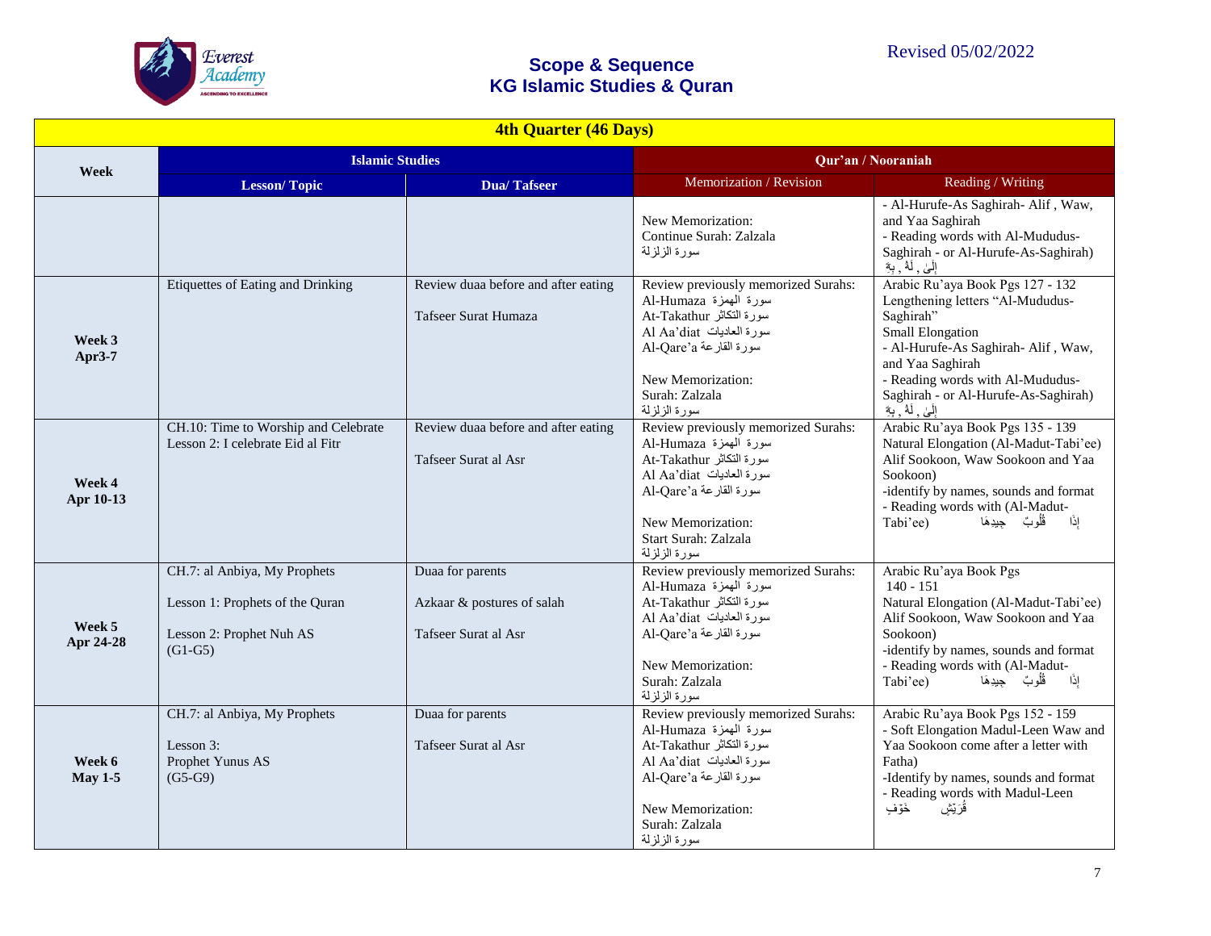Revised 05/02/2022

# Scope & Sequence
# KG Islamic Studies & Quran

| 4th Quarter (46 Days) | | | | |
|---|---|---|---|---|
| Week | Islamic Studies | | Qur'an / Nooraniah | |
| | Lesson/ Topic | Dua/ Tafseer | Memorization / Revision | Reading / Writing |
| | | | New Memorization: Continue Surah: Zalzala سورة الزلزلة | - Al-Hurufe-As Saghirah- Alif , Waw, and Yaa Saghirah - Reading words with Al-Mududus-Saghirah - or Al-Hurufe-As-Saghirah) إِلَىٰ , لَهُۥ , بِهِۦ |
| Week 3 Apr3-7 | Etiquettes of Eating and Drinking | Review duaa before and after eating<br><br>Tafseer Surat Humaza | Review previously memorized Surahs: Al-Humaza سورة الهمزة At-Takathur سورة التكاثر Al Aa'diat سورة العاديات Al-Qare'a سورة القارعة<br><br>New Memorization: Surah: Zalzala سورة الزلزلة | Arabic Ru'aya Book Pgs 127 - 132 Lengthening letters "Al-Mududus-Saghirah" Small Elongation - Al-Hurufe-As Saghirah- Alif , Waw, and Yaa Saghirah - Reading words with Al-Mududus-Saghirah - or Al-Hurufe-As-Saghirah) إِلَىٰ , لَهُۥ , بِهِۦ |
| Week 4 Apr 10-13 | CH.10: Time to Worship and Celebrate Lesson 2: I celebrate Eid al Fitr | Review duaa before and after eating<br><br>Tafseer Surat al Asr | Review previously memorized Surahs: Al-Humaza سورة الهمزة At-Takathur سورة التكاثر Al Aa'diat سورة العاديات Al-Qare'a سورة القارعة<br><br>New Memorization: Start Surah: Zalzala سورة الزلزلة | Arabic Ru'aya Book Pgs 135 - 139 Natural Elongation (Al-Madut-Tabi'ee) Alif Sookoon, Waw Sookoon and Yaa Sookoon) -identify by names, sounds and format - Reading words with (Al-Madut-Tabi'ee) إِذَا قُلُوبٌ جِيدِهَا |
| Week 5 Apr 24-28 | CH.7: al Anbiya, My Prophets<br><br>Lesson 1: Prophets of the Quran<br><br>Lesson 2: Prophet Nuh AS (G1-G5) | Duaa for parents<br><br>Azkaar & postures of salah<br><br>Tafseer Surat al Asr | Review previously memorized Surahs: Al-Humaza سورة الهمزة At-Takathur سورة التكاثر Al Aa'diat سورة العاديات Al-Qare'a سورة القارعة<br><br>New Memorization: Surah: Zalzala سورة الزلزلة | Arabic Ru'aya Book Pgs 140 - 151 Natural Elongation (Al-Madut-Tabi'ee) Alif Sookoon, Waw Sookoon and Yaa Sookoon) -identify by names, sounds and format - Reading words with (Al-Madut-Tabi'ee) إِذَا قُلُوبٌ جِيدِهَا |
| Week 6 May 1-5 | CH.7: al Anbiya, My Prophets<br><br>Lesson 3: Prophet Yunus AS (G5-G9) | Duaa for parents<br><br>Tafseer Surat al Asr | Review previously memorized Surahs: Al-Humaza سورة الهمزة At-Takathur سورة التكاثر Al Aa'diat سورة العاديات Al-Qare'a سورة القارعة<br><br>New Memorization: Surah: Zalzala سورة الزلزلة | Arabic Ru'aya Book Pgs 152 - 159 - Soft Elongation Madul-Leen Waw and Yaa Sookoon come after a letter with Fatha) -Identify by names, sounds and format - Reading words with Madul-Leen قُرَيْشٍ خَوْفٍ |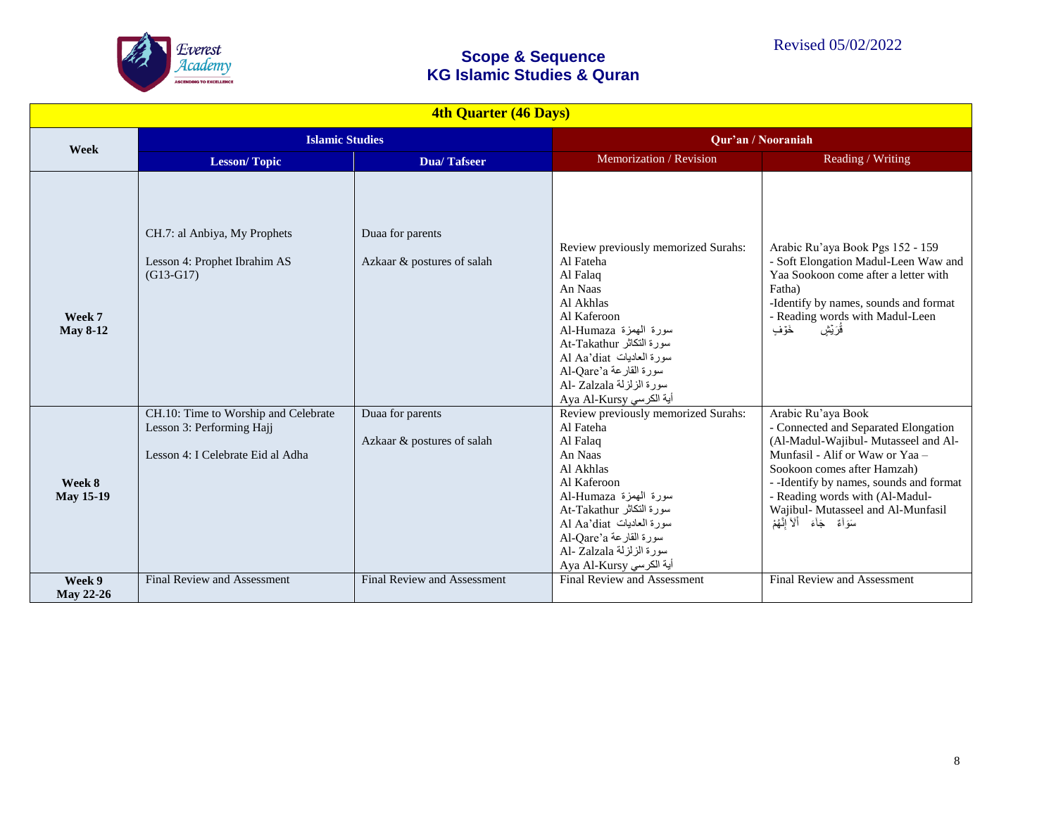Revised 05/02/2022

# Scope & Sequence
# KG Islamic Studies & Quran

| 4th Quarter (46 Days) | | | | |
|---|---|---|---|---|
| Week | Islamic Studies | | Qur'an / Nooraniah | |
| | Lesson/ Topic | Dua/ Tafseer | Memorization / Revision | Reading / Writing |
| Week 7<br>May 8-12 | CH.7: al Anbiya, My Prophets<br><br>Lesson 4: Prophet Ibrahim AS (G13-G17) | Duaa for parents<br><br>Azkaar & postures of salah | Review previously memorized Surahs:<br>Al Fateha<br>Al Falaq<br>An Naas<br>Al Akhlas<br>Al Kaferoon<br>Al-Humaza سورة الهمزة<br>At-Takathur سورة التكاثر<br>Al Aa'diat سورة العاديات<br>Al-Qare'a سورة القارعة<br>Al- Zalzala سورة الزلزلة<br>Aya Al-Kursy أية الكرسي | Arabic Ru'aya Book Pgs 152 - 159<br>- Soft Elongation Madul-Leen Waw and Yaa Sookoon come after a letter with Fatha)<br>-Identify by names, sounds and format<br>- Reading words with Madul-Leen<br>قُرَيْشٍ خَوْفٍ |
| Week 8<br>May 15-19 | CH.10: Time to Worship and Celebrate<br>Lesson 3: Performing Hajj<br><br>Lesson 4: I Celebrate Eid al Adha | Duaa for parents<br><br>Azkaar & postures of salah | Review previously memorized Surahs:<br>Al Fateha<br>Al Falaq<br>An Naas<br>Al Akhlas<br>Al Kaferoon<br>Al-Humaza سورة الهمزة<br>At-Takathur سورة التكاثر<br>Al Aa'diat سورة العاديات<br>Al-Qare'a سورة القارعة<br>Al- Zalzala سورة الزلزلة<br>Aya Al-Kursy أية الكرسي | Arabic Ru'aya Book<br>- Connected and Separated Elongation (Al-Madul-Wajibul- Mutasseel and Al-Munfasil - Alif or Waw or Yaa – Sookoon comes after Hamzah)<br>- -Identify by names, sounds and format<br>- Reading words with (Al-Madul-Wajibul- Mutasseel and Al-Munfasil<br>سَوَاءٌ جَاءَ أَلَآ إِنَّهُمْ |
| Week 9<br>May 22-26 | Final Review and Assessment | Final Review and Assessment | Final Review and Assessment | Final Review and Assessment |